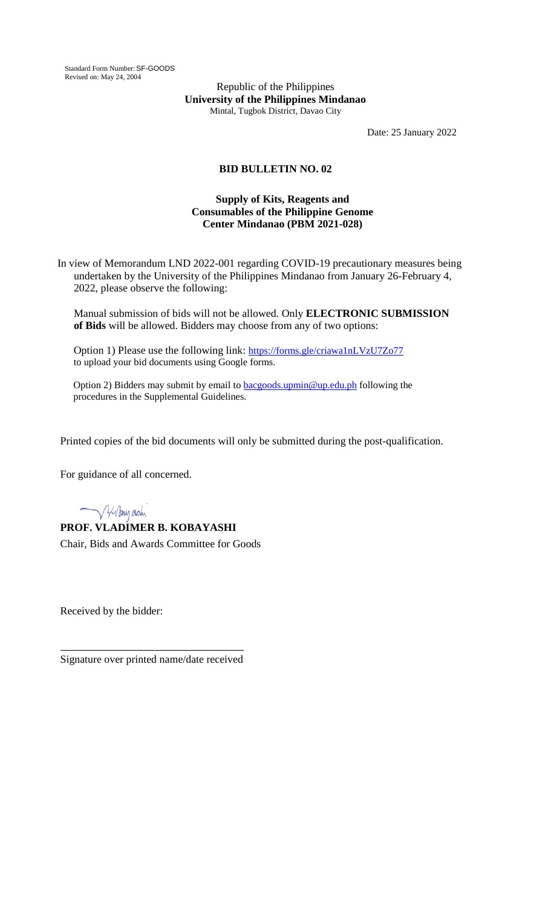Standard Form Number: SF-GOODS
Revised on: May 24, 2004

Republic of the Philippines
**University of the Philippines Mindanao**
Mintal, Tugbok District, Davao City

Date: 25 January 2022

## BID BULLETIN NO. 02

### Supply of Kits, Reagents and Consumables of the Philippine Genome Center Mindanao (PBM 2021-028)

In view of Memorandum LND 2022-001 regarding COVID-19 precautionary measures being undertaken by the University of the Philippines Mindanao from January 26-February 4, 2022, please observe the following:

Manual submission of bids will not be allowed. Only **ELECTRONIC SUBMISSION of Bids** will be allowed. Bidders may choose from any of two options:

Option 1) Please use the following link: https://forms.gle/criawa1nLVzU7Zo77 to upload your bid documents using Google forms.

Option 2) Bidders may submit by email to bacgoods.upmin@up.edu.ph following the procedures in the Supplemental Guidelines.

Printed copies of the bid documents will only be submitted during the post-qualification.

For guidance of all concerned.

**PROF. VLADIMER B. KOBAYASHI**
Chair, Bids and Awards Committee for Goods

Received by the bidder:

\_\_\_\_\_\_\_\_\_\_\_\_\_\_\_\_\_\_\_\_\_\_\_\_\_\_\_\_\_\_\_\_\_\_\_\_
Signature over printed name/date received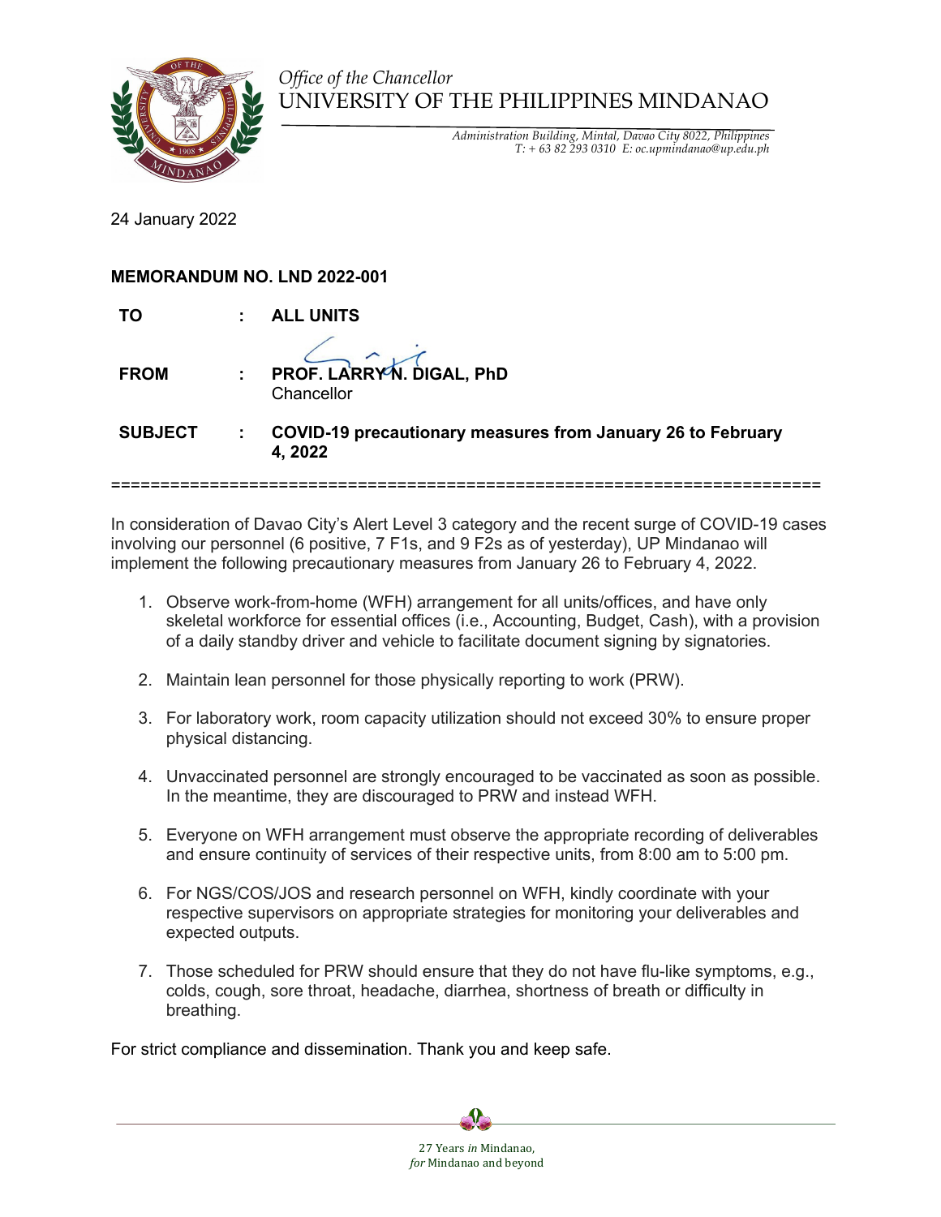*Office of the Chancellor*
UNIVERSITY OF THE PHILIPPINES MINDANAO

*Administration Building, Mintal, Davao City 8022, Philippines*
*T: + 63 82 293 0310 E: oc.upmindanao@up.edu.ph*

24 January 2022

**MEMORANDUM NO. LND 2022-001**

| | | |
|---|---|---|
| **TO** | : | **ALL UNITS** |
| **FROM** | : | **PROF. LARRY N. DIGAL, PhD**<br>Chancellor |
| **SUBJECT** | : | **COVID-19 precautionary measures from January 26 to February 4, 2022** |

======================================================================

In consideration of Davao City's Alert Level 3 category and the recent surge of COVID-19 cases involving our personnel (6 positive, 7 F1s, and 9 F2s as of yesterday), UP Mindanao will implement the following precautionary measures from January 26 to February 4, 2022.

1. Observe work-from-home (WFH) arrangement for all units/offices, and have only skeletal workforce for essential offices (i.e., Accounting, Budget, Cash), with a provision of a daily standby driver and vehicle to facilitate document signing by signatories.
2. Maintain lean personnel for those physically reporting to work (PRW).
3. For laboratory work, room capacity utilization should not exceed 30% to ensure proper physical distancing.
4. Unvaccinated personnel are strongly encouraged to be vaccinated as soon as possible. In the meantime, they are discouraged to PRW and instead WFH.
5. Everyone on WFH arrangement must observe the appropriate recording of deliverables and ensure continuity of services of their respective units, from 8:00 am to 5:00 pm.
6. For NGS/COS/JOS and research personnel on WFH, kindly coordinate with your respective supervisors on appropriate strategies for monitoring your deliverables and expected outputs.
7. Those scheduled for PRW should ensure that they do not have flu-like symptoms, e.g., colds, cough, sore throat, headache, diarrhea, shortness of breath or difficulty in breathing.

For strict compliance and dissemination. Thank you and keep safe.

27 Years *in* Mindanao,
*for* Mindanao and beyond